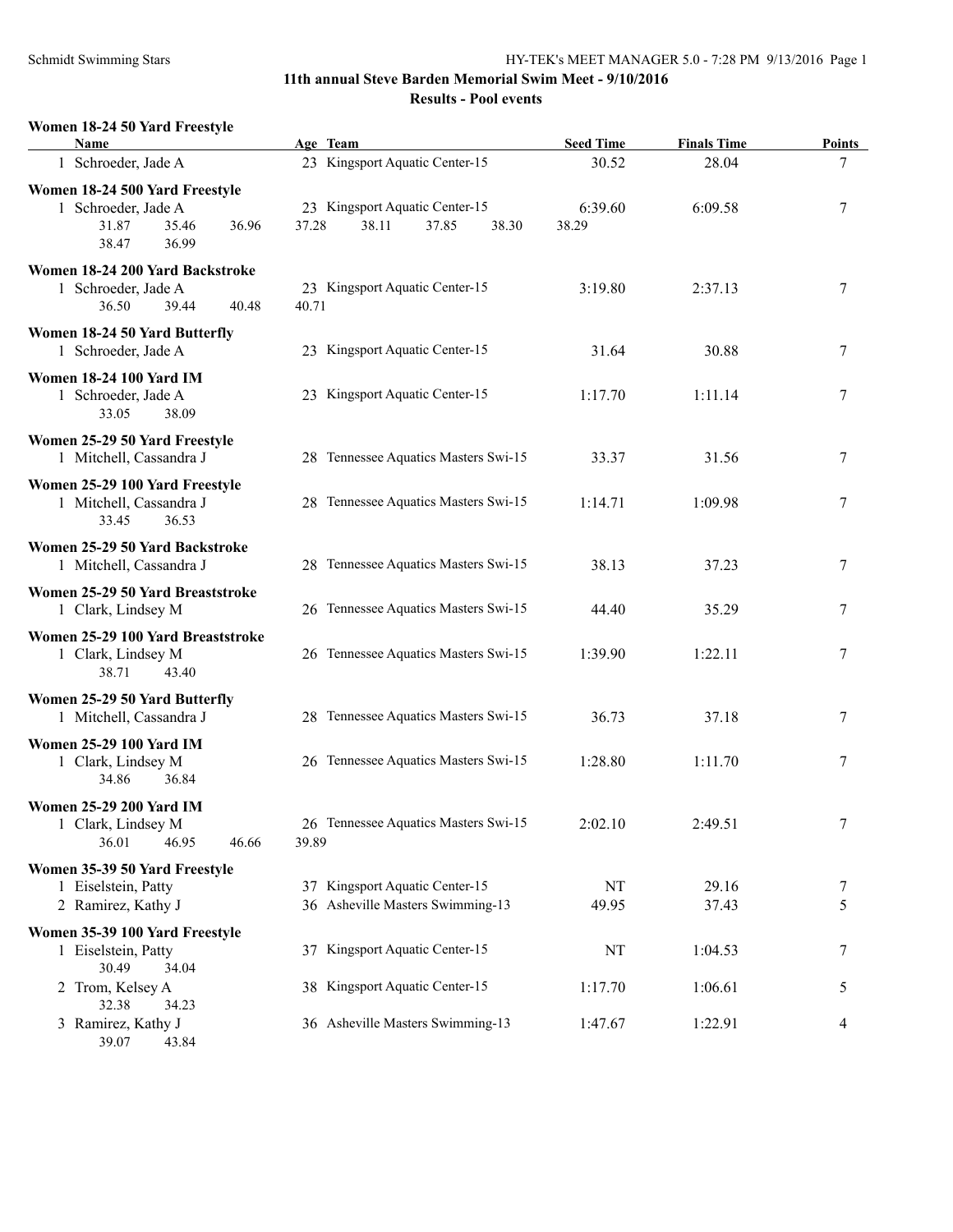## 11th annual Steve Barden Memorial Swim Meet - 9/10/2016

### Results - Pool events

**Women 18-24 50 Yard Freestyle**

| Name | Age | Team | Seed Time | Finals Time | Points |
|---|---|---|---|---|---|
| 1 Schroeder, Jade A | 23 | Kingsport Aquatic Center-15 | 30.52 | 28.04 | 7 |

**Women 18-24 500 Yard Freestyle**

| Name | Age | Team | Seed Time | Finals Time | Points |
|---|---|---|---|---|---|
| 1 Schroeder, Jade A | 23 | Kingsport Aquatic Center-15 | 6:39.60 | 6:09.58 | 7 |

Splits: 31.87 35.46 36.96 37.28 38.11 37.85 38.30 38.29 38.47 36.99

**Women 18-24 200 Yard Backstroke**

| Name | Age | Team | Seed Time | Finals Time | Points |
|---|---|---|---|---|---|
| 1 Schroeder, Jade A | 23 | Kingsport Aquatic Center-15 | 3:19.80 | 2:37.13 | 7 |

Splits: 36.50 39.44 40.48 40.71

**Women 18-24 50 Yard Butterfly**

| Name | Age | Team | Seed Time | Finals Time | Points |
|---|---|---|---|---|---|
| 1 Schroeder, Jade A | 23 | Kingsport Aquatic Center-15 | 31.64 | 30.88 | 7 |

**Women 18-24 100 Yard IM**

| Name | Age | Team | Seed Time | Finals Time | Points |
|---|---|---|---|---|---|
| 1 Schroeder, Jade A | 23 | Kingsport Aquatic Center-15 | 1:17.70 | 1:11.14 | 7 |

Splits: 33.05 38.09

**Women 25-29 50 Yard Freestyle**

| Name | Age | Team | Seed Time | Finals Time | Points |
|---|---|---|---|---|---|
| 1 Mitchell, Cassandra J | 28 | Tennessee Aquatics Masters Swi-15 | 33.37 | 31.56 | 7 |

**Women 25-29 100 Yard Freestyle**

| Name | Age | Team | Seed Time | Finals Time | Points |
|---|---|---|---|---|---|
| 1 Mitchell, Cassandra J | 28 | Tennessee Aquatics Masters Swi-15 | 1:14.71 | 1:09.98 | 7 |

Splits: 33.45 36.53

**Women 25-29 50 Yard Backstroke**

| Name | Age | Team | Seed Time | Finals Time | Points |
|---|---|---|---|---|---|
| 1 Mitchell, Cassandra J | 28 | Tennessee Aquatics Masters Swi-15 | 38.13 | 37.23 | 7 |

**Women 25-29 50 Yard Breaststroke**

| Name | Age | Team | Seed Time | Finals Time | Points |
|---|---|---|---|---|---|
| 1 Clark, Lindsey M | 26 | Tennessee Aquatics Masters Swi-15 | 44.40 | 35.29 | 7 |

**Women 25-29 100 Yard Breaststroke**

| Name | Age | Team | Seed Time | Finals Time | Points |
|---|---|---|---|---|---|
| 1 Clark, Lindsey M | 26 | Tennessee Aquatics Masters Swi-15 | 1:39.90 | 1:22.11 | 7 |

Splits: 38.71 43.40

**Women 25-29 50 Yard Butterfly**

| Name | Age | Team | Seed Time | Finals Time | Points |
|---|---|---|---|---|---|
| 1 Mitchell, Cassandra J | 28 | Tennessee Aquatics Masters Swi-15 | 36.73 | 37.18 | 7 |

**Women 25-29 100 Yard IM**

| Name | Age | Team | Seed Time | Finals Time | Points |
|---|---|---|---|---|---|
| 1 Clark, Lindsey M | 26 | Tennessee Aquatics Masters Swi-15 | 1:28.80 | 1:11.70 | 7 |

Splits: 34.86 36.84

**Women 25-29 200 Yard IM**

| Name | Age | Team | Seed Time | Finals Time | Points |
|---|---|---|---|---|---|
| 1 Clark, Lindsey M | 26 | Tennessee Aquatics Masters Swi-15 | 2:02.10 | 2:49.51 | 7 |

Splits: 36.01 46.95 46.66 39.89

**Women 35-39 50 Yard Freestyle**

| Name | Age | Team | Seed Time | Finals Time | Points |
|---|---|---|---|---|---|
| 1 Eiselstein, Patty | 37 | Kingsport Aquatic Center-15 | NT | 29.16 | 7 |
| 2 Ramirez, Kathy J | 36 | Asheville Masters Swimming-13 | 49.95 | 37.43 | 5 |

**Women 35-39 100 Yard Freestyle**

| Name | Age | Team | Seed Time | Finals Time | Points |
|---|---|---|---|---|---|
| 1 Eiselstein, Patty | 37 | Kingsport Aquatic Center-15 | NT | 1:04.53 | 7 |
| 30.49 34.04 | | | | | |
| 2 Trom, Kelsey A | 38 | Kingsport Aquatic Center-15 | 1:17.70 | 1:06.61 | 5 |
| 32.38 34.23 | | | | | |
| 3 Ramirez, Kathy J | 36 | Asheville Masters Swimming-13 | 1:47.67 | 1:22.91 | 4 |
| 39.07 43.84 | | | | | |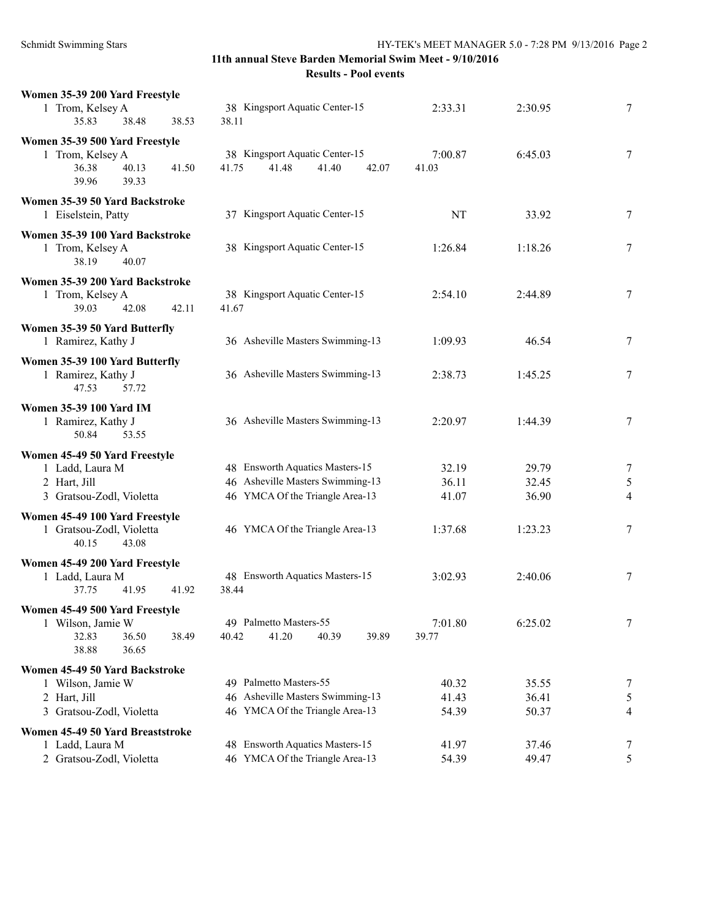## 11th annual Steve Barden Memorial Swim Meet - 9/10/2016

### Results - Pool events

**Women 35-39 200 Yard Freestyle**

| Place | Name | Age | Team | Seed Time | Finals Time | Points |
|---|---|---|---|---|---|---|
| 1 | Trom, Kelsey A | 38 | Kingsport Aquatic Center-15 | 2:33.31 | 2:30.95 | 7 |

Splits: 35.83, 38.48, 38.53, 38.11

**Women 35-39 500 Yard Freestyle**

| Place | Name | Age | Team | Seed Time | Finals Time | Points |
|---|---|---|---|---|---|---|
| 1 | Trom, Kelsey A | 38 | Kingsport Aquatic Center-15 | 7:00.87 | 6:45.03 | 7 |

Splits: 36.38, 40.13, 41.50, 41.75, 41.48, 41.40, 42.07, 41.03, 39.96, 39.33

**Women 35-39 50 Yard Backstroke**

| Place | Name | Age | Team | Seed Time | Finals Time | Points |
|---|---|---|---|---|---|---|
| 1 | Eiselstein, Patty | 37 | Kingsport Aquatic Center-15 | NT | 33.92 | 7 |

**Women 35-39 100 Yard Backstroke**

| Place | Name | Age | Team | Seed Time | Finals Time | Points |
|---|---|---|---|---|---|---|
| 1 | Trom, Kelsey A | 38 | Kingsport Aquatic Center-15 | 1:26.84 | 1:18.26 | 7 |

Splits: 38.19, 40.07

**Women 35-39 200 Yard Backstroke**

| Place | Name | Age | Team | Seed Time | Finals Time | Points |
|---|---|---|---|---|---|---|
| 1 | Trom, Kelsey A | 38 | Kingsport Aquatic Center-15 | 2:54.10 | 2:44.89 | 7 |

Splits: 39.03, 42.08, 42.11, 41.67

**Women 35-39 50 Yard Butterfly**

| Place | Name | Age | Team | Seed Time | Finals Time | Points |
|---|---|---|---|---|---|---|
| 1 | Ramirez, Kathy J | 36 | Asheville Masters Swimming-13 | 1:09.93 | 46.54 | 7 |

**Women 35-39 100 Yard Butterfly**

| Place | Name | Age | Team | Seed Time | Finals Time | Points |
|---|---|---|---|---|---|---|
| 1 | Ramirez, Kathy J | 36 | Asheville Masters Swimming-13 | 2:38.73 | 1:45.25 | 7 |

Splits: 47.53, 57.72

**Women 35-39 100 Yard IM**

| Place | Name | Age | Team | Seed Time | Finals Time | Points |
|---|---|---|---|---|---|---|
| 1 | Ramirez, Kathy J | 36 | Asheville Masters Swimming-13 | 2:20.97 | 1:44.39 | 7 |

Splits: 50.84, 53.55

**Women 45-49 50 Yard Freestyle**

| Place | Name | Age | Team | Seed Time | Finals Time | Points |
|---|---|---|---|---|---|---|
| 1 | Ladd, Laura M | 48 | Ensworth Aquatics Masters-15 | 32.19 | 29.79 | 7 |
| 2 | Hart, Jill | 46 | Asheville Masters Swimming-13 | 36.11 | 32.45 | 5 |
| 3 | Gratsou-Zodl, Violetta | 46 | YMCA Of the Triangle Area-13 | 41.07 | 36.90 | 4 |

**Women 45-49 100 Yard Freestyle**

| Place | Name | Age | Team | Seed Time | Finals Time | Points |
|---|---|---|---|---|---|---|
| 1 | Gratsou-Zodl, Violetta | 46 | YMCA Of the Triangle Area-13 | 1:37.68 | 1:23.23 | 7 |

Splits: 40.15, 43.08

**Women 45-49 200 Yard Freestyle**

| Place | Name | Age | Team | Seed Time | Finals Time | Points |
|---|---|---|---|---|---|---|
| 1 | Ladd, Laura M | 48 | Ensworth Aquatics Masters-15 | 3:02.93 | 2:40.06 | 7 |

Splits: 37.75, 41.95, 41.92, 38.44

**Women 45-49 500 Yard Freestyle**

| Place | Name | Age | Team | Seed Time | Finals Time | Points |
|---|---|---|---|---|---|---|
| 1 | Wilson, Jamie W | 49 | Palmetto Masters-55 | 7:01.80 | 6:25.02 | 7 |

Splits: 32.83, 36.50, 38.49, 40.42, 41.20, 40.39, 39.89, 39.77, 38.88, 36.65

**Women 45-49 50 Yard Backstroke**

| Place | Name | Age | Team | Seed Time | Finals Time | Points |
|---|---|---|---|---|---|---|
| 1 | Wilson, Jamie W | 49 | Palmetto Masters-55 | 40.32 | 35.55 | 7 |
| 2 | Hart, Jill | 46 | Asheville Masters Swimming-13 | 41.43 | 36.41 | 5 |
| 3 | Gratsou-Zodl, Violetta | 46 | YMCA Of the Triangle Area-13 | 54.39 | 50.37 | 4 |

**Women 45-49 50 Yard Breaststroke**

| Place | Name | Age | Team | Seed Time | Finals Time | Points |
|---|---|---|---|---|---|---|
| 1 | Ladd, Laura M | 48 | Ensworth Aquatics Masters-15 | 41.97 | 37.46 | 7 |
| 2 | Gratsou-Zodl, Violetta | 46 | YMCA Of the Triangle Area-13 | 54.39 | 49.47 | 5 |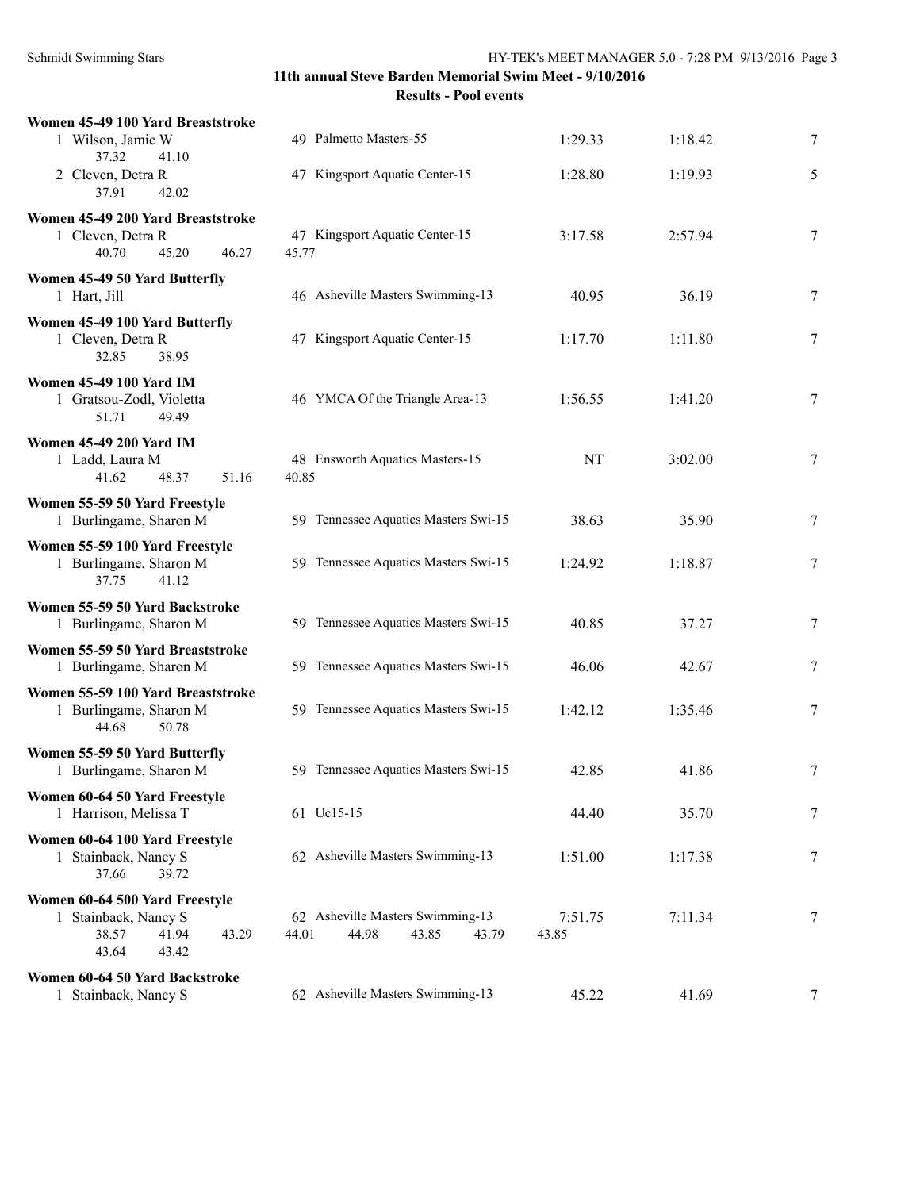**11th annual Steve Barden Memorial Swim Meet - 9/10/2016**

**Results - Pool events**

**Women 45-49 100 Yard Breaststroke**

| Place | Name | Age | Team | Seed Time | Finals Time | Points |
|---|---|---|---|---|---|---|
| 1 | Wilson, Jamie W | 49 | Palmetto Masters-55 | 1:29.33 | 1:18.42 | 7 |
| | 37.32 41.10 | | | | | |
| 2 | Cleven, Detra R | 47 | Kingsport Aquatic Center-15 | 1:28.80 | 1:19.93 | 5 |
| | 37.91 42.02 | | | | | |

**Women 45-49 200 Yard Breaststroke**

| Place | Name | Age | Team | Seed Time | Finals Time | Points |
|---|---|---|---|---|---|---|
| 1 | Cleven, Detra R | 47 | Kingsport Aquatic Center-15 | 3:17.58 | 2:57.94 | 7 |
| | 40.70 45.20 46.27 45.77 | | | | | |

**Women 45-49 50 Yard Butterfly**

| Place | Name | Age | Team | Seed Time | Finals Time | Points |
|---|---|---|---|---|---|---|
| 1 | Hart, Jill | 46 | Asheville Masters Swimming-13 | 40.95 | 36.19 | 7 |

**Women 45-49 100 Yard Butterfly**

| Place | Name | Age | Team | Seed Time | Finals Time | Points |
|---|---|---|---|---|---|---|
| 1 | Cleven, Detra R | 47 | Kingsport Aquatic Center-15 | 1:17.70 | 1:11.80 | 7 |
| | 32.85 38.95 | | | | | |

**Women 45-49 100 Yard IM**

| Place | Name | Age | Team | Seed Time | Finals Time | Points |
|---|---|---|---|---|---|---|
| 1 | Gratsou-Zodl, Violetta | 46 | YMCA Of the Triangle Area-13 | 1:56.55 | 1:41.20 | 7 |
| | 51.71 49.49 | | | | | |

**Women 45-49 200 Yard IM**

| Place | Name | Age | Team | Seed Time | Finals Time | Points |
|---|---|---|---|---|---|---|
| 1 | Ladd, Laura M | 48 | Ensworth Aquatics Masters-15 | NT | 3:02.00 | 7 |
| | 41.62 48.37 51.16 40.85 | | | | | |

**Women 55-59 50 Yard Freestyle**

| Place | Name | Age | Team | Seed Time | Finals Time | Points |
|---|---|---|---|---|---|---|
| 1 | Burlingame, Sharon M | 59 | Tennessee Aquatics Masters Swi-15 | 38.63 | 35.90 | 7 |

**Women 55-59 100 Yard Freestyle**

| Place | Name | Age | Team | Seed Time | Finals Time | Points |
|---|---|---|---|---|---|---|
| 1 | Burlingame, Sharon M | 59 | Tennessee Aquatics Masters Swi-15 | 1:24.92 | 1:18.87 | 7 |
| | 37.75 41.12 | | | | | |

**Women 55-59 50 Yard Backstroke**

| Place | Name | Age | Team | Seed Time | Finals Time | Points |
|---|---|---|---|---|---|---|
| 1 | Burlingame, Sharon M | 59 | Tennessee Aquatics Masters Swi-15 | 40.85 | 37.27 | 7 |

**Women 55-59 50 Yard Breaststroke**

| Place | Name | Age | Team | Seed Time | Finals Time | Points |
|---|---|---|---|---|---|---|
| 1 | Burlingame, Sharon M | 59 | Tennessee Aquatics Masters Swi-15 | 46.06 | 42.67 | 7 |

**Women 55-59 100 Yard Breaststroke**

| Place | Name | Age | Team | Seed Time | Finals Time | Points |
|---|---|---|---|---|---|---|
| 1 | Burlingame, Sharon M | 59 | Tennessee Aquatics Masters Swi-15 | 1:42.12 | 1:35.46 | 7 |
| | 44.68 50.78 | | | | | |

**Women 55-59 50 Yard Butterfly**

| Place | Name | Age | Team | Seed Time | Finals Time | Points |
|---|---|---|---|---|---|---|
| 1 | Burlingame, Sharon M | 59 | Tennessee Aquatics Masters Swi-15 | 42.85 | 41.86 | 7 |

**Women 60-64 50 Yard Freestyle**

| Place | Name | Age | Team | Seed Time | Finals Time | Points |
|---|---|---|---|---|---|---|
| 1 | Harrison, Melissa T | 61 | Uc15-15 | 44.40 | 35.70 | 7 |

**Women 60-64 100 Yard Freestyle**

| Place | Name | Age | Team | Seed Time | Finals Time | Points |
|---|---|---|---|---|---|---|
| 1 | Stainback, Nancy S | 62 | Asheville Masters Swimming-13 | 1:51.00 | 1:17.38 | 7 |
| | 37.66 39.72 | | | | | |

**Women 60-64 500 Yard Freestyle**

| Place | Name | Age | Team | Seed Time | Finals Time | Points |
|---|---|---|---|---|---|---|
| 1 | Stainback, Nancy S | 62 | Asheville Masters Swimming-13 | 7:51.75 | 7:11.34 | 7 |
| | 38.57 41.94 43.29 44.01 44.98 43.85 43.79 43.85 | | | | | |
| | 43.64 43.42 | | | | | |

**Women 60-64 50 Yard Backstroke**

| Place | Name | Age | Team | Seed Time | Finals Time | Points |
|---|---|---|---|---|---|---|
| 1 | Stainback, Nancy S | 62 | Asheville Masters Swimming-13 | 45.22 | 41.69 | 7 |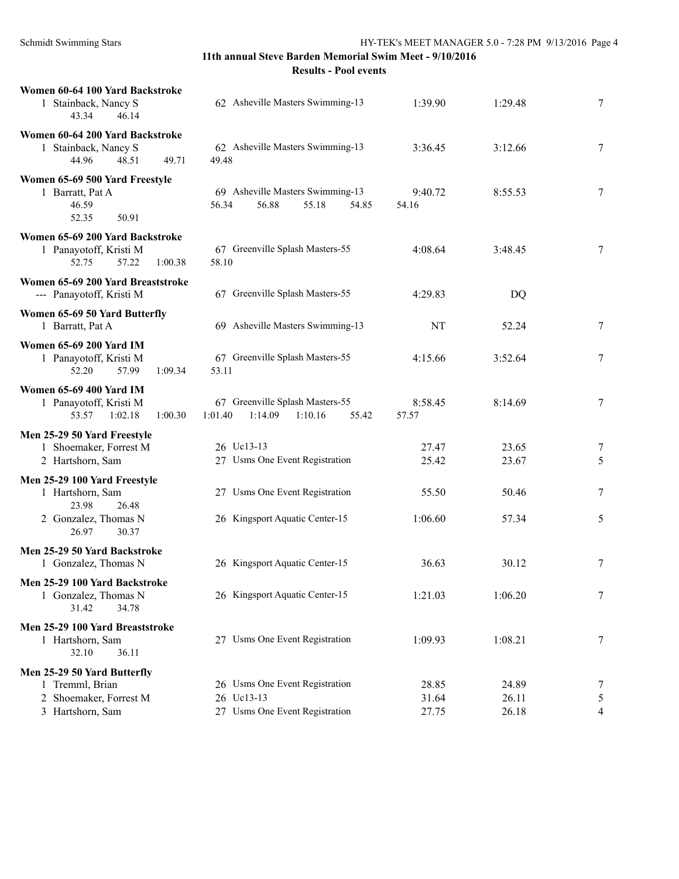## 11th annual Steve Barden Memorial Swim Meet - 9/10/2016

### Results - Pool events

**Women 60-64 100 Yard Backstroke**

| | Name | Age | Team | Seed Time | Finals Time | Points |
|---|---|---|---|---|---|---|
| 1 | Stainback, Nancy S | 62 | Asheville Masters Swimming-13 | 1:39.90 | 1:29.48 | 7 |
| | 43.34 46.14 | | | | | |

**Women 60-64 200 Yard Backstroke**

| | Name | Age | Team | Seed Time | Finals Time | Points |
|---|---|---|---|---|---|---|
| 1 | Stainback, Nancy S | 62 | Asheville Masters Swimming-13 | 3:36.45 | 3:12.66 | 7 |
| | 44.96 48.51 49.71 49.48 | | | | | |

**Women 65-69 500 Yard Freestyle**

| | Name | Age | Team | Seed Time | Finals Time | Points |
|---|---|---|---|---|---|---|
| 1 | Barratt, Pat A | 69 | Asheville Masters Swimming-13 | 9:40.72 | 8:55.53 | 7 |
| | 46.59 56.34 56.88 55.18 54.85 54.16 | | | | | |
| | 52.35 50.91 | | | | | |

**Women 65-69 200 Yard Backstroke**

| | Name | Age | Team | Seed Time | Finals Time | Points |
|---|---|---|---|---|---|---|
| 1 | Panayotoff, Kristi M | 67 | Greenville Splash Masters-55 | 4:08.64 | 3:48.45 | 7 |
| | 52.75 57.22 1:00.38 58.10 | | | | | |

**Women 65-69 200 Yard Breaststroke**

| | Name | Age | Team | Seed Time | Finals Time | Points |
|---|---|---|---|---|---|---|
| --- | Panayotoff, Kristi M | 67 | Greenville Splash Masters-55 | 4:29.83 | DQ | |

**Women 65-69 50 Yard Butterfly**

| | Name | Age | Team | Seed Time | Finals Time | Points |
|---|---|---|---|---|---|---|
| 1 | Barratt, Pat A | 69 | Asheville Masters Swimming-13 | NT | 52.24 | 7 |

**Women 65-69 200 Yard IM**

| | Name | Age | Team | Seed Time | Finals Time | Points |
|---|---|---|---|---|---|---|
| 1 | Panayotoff, Kristi M | 67 | Greenville Splash Masters-55 | 4:15.66 | 3:52.64 | 7 |
| | 52.20 57.99 1:09.34 53.11 | | | | | |

**Women 65-69 400 Yard IM**

| | Name | Age | Team | Seed Time | Finals Time | Points |
|---|---|---|---|---|---|---|
| 1 | Panayotoff, Kristi M | 67 | Greenville Splash Masters-55 | 8:58.45 | 8:14.69 | 7 |
| | 53.57 1:02.18 1:00.30 1:01.40 1:14.09 1:10.16 55.42 57.57 | | | | | |

**Men 25-29 50 Yard Freestyle**

| | Name | Age | Team | Seed Time | Finals Time | Points |
|---|---|---|---|---|---|---|
| 1 | Shoemaker, Forrest M | 26 | Uc13-13 | 27.47 | 23.65 | 7 |
| 2 | Hartshorn, Sam | 27 | Usms One Event Registration | 25.42 | 23.67 | 5 |

**Men 25-29 100 Yard Freestyle**

| | Name | Age | Team | Seed Time | Finals Time | Points |
|---|---|---|---|---|---|---|
| 1 | Hartshorn, Sam | 27 | Usms One Event Registration | 55.50 | 50.46 | 7 |
| | 23.98 26.48 | | | | | |
| 2 | Gonzalez, Thomas N | 26 | Kingsport Aquatic Center-15 | 1:06.60 | 57.34 | 5 |
| | 26.97 30.37 | | | | | |

**Men 25-29 50 Yard Backstroke**

| | Name | Age | Team | Seed Time | Finals Time | Points |
|---|---|---|---|---|---|---|
| 1 | Gonzalez, Thomas N | 26 | Kingsport Aquatic Center-15 | 36.63 | 30.12 | 7 |

**Men 25-29 100 Yard Backstroke**

| | Name | Age | Team | Seed Time | Finals Time | Points |
|---|---|---|---|---|---|---|
| 1 | Gonzalez, Thomas N | 26 | Kingsport Aquatic Center-15 | 1:21.03 | 1:06.20 | 7 |
| | 31.42 34.78 | | | | | |

**Men 25-29 100 Yard Breaststroke**

| | Name | Age | Team | Seed Time | Finals Time | Points |
|---|---|---|---|---|---|---|
| 1 | Hartshorn, Sam | 27 | Usms One Event Registration | 1:09.93 | 1:08.21 | 7 |
| | 32.10 36.11 | | | | | |

**Men 25-29 50 Yard Butterfly**

| | Name | Age | Team | Seed Time | Finals Time | Points |
|---|---|---|---|---|---|---|
| 1 | Tremml, Brian | 26 | Usms One Event Registration | 28.85 | 24.89 | 7 |
| 2 | Shoemaker, Forrest M | 26 | Uc13-13 | 31.64 | 26.11 | 5 |
| 3 | Hartshorn, Sam | 27 | Usms One Event Registration | 27.75 | 26.18 | 4 |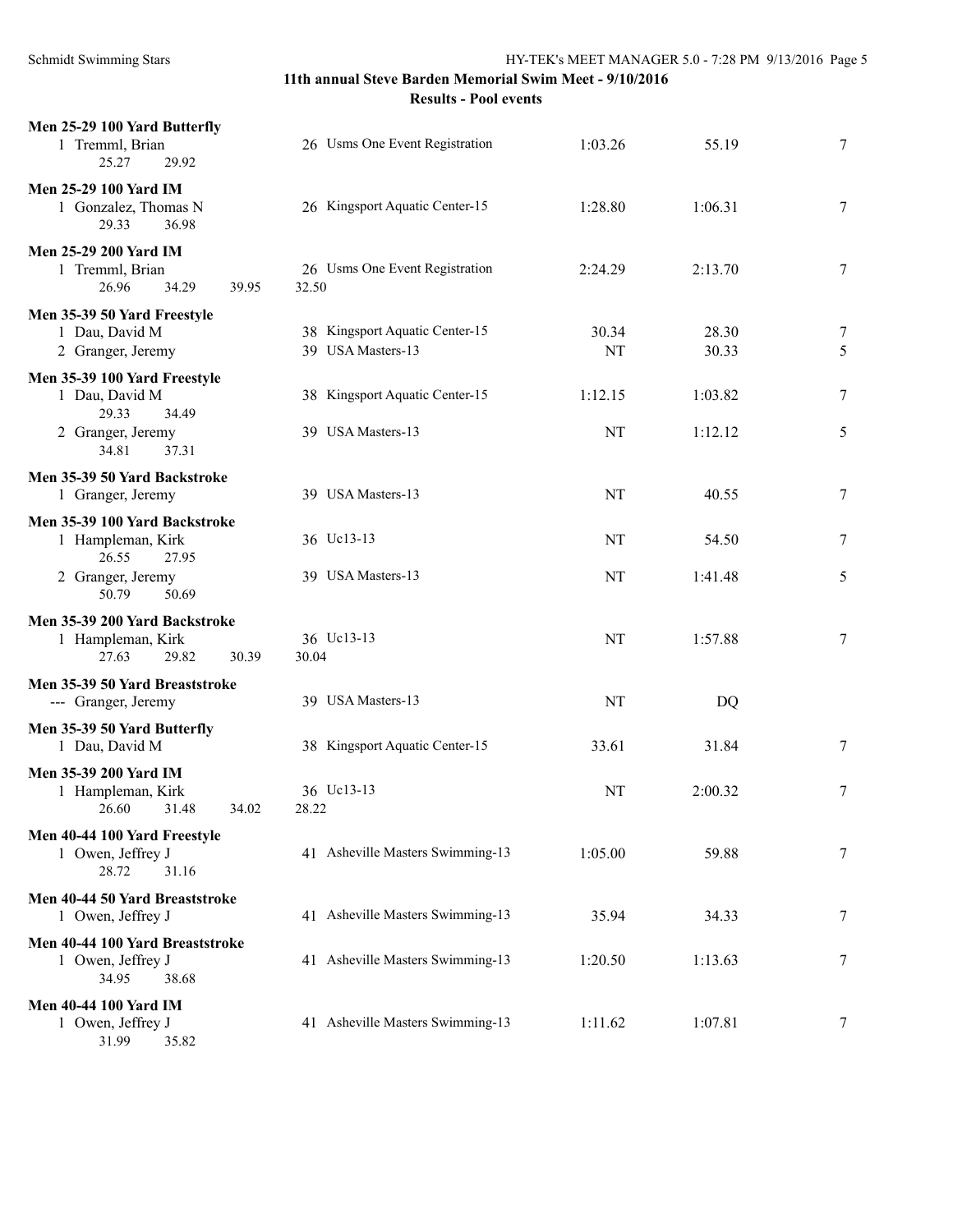**11th annual Steve Barden Memorial Swim Meet - 9/10/2016**

**Results - Pool events**

**Men 25-29 100 Yard Butterfly**

| | Name | Age | Team | Seed | Finals | Points |
|---|---|---|---|---|---|---|
| 1 | Tremml, Brian | 26 | Usms One Event Registration | 1:03.26 | 55.19 | 7 |
| | 25.27 29.92 | | | | | |

**Men 25-29 100 Yard IM**

| | Name | Age | Team | Seed | Finals | Points |
|---|---|---|---|---|---|---|
| 1 | Gonzalez, Thomas N | 26 | Kingsport Aquatic Center-15 | 1:28.80 | 1:06.31 | 7 |
| | 29.33 36.98 | | | | | |

**Men 25-29 200 Yard IM**

| | Name | Age | Team | Seed | Finals | Points |
|---|---|---|---|---|---|---|
| 1 | Tremml, Brian | 26 | Usms One Event Registration | 2:24.29 | 2:13.70 | 7 |
| | 26.96 34.29 39.95 32.50 | | | | | |

**Men 35-39 50 Yard Freestyle**

| | Name | Age | Team | Seed | Finals | Points |
|---|---|---|---|---|---|---|
| 1 | Dau, David M | 38 | Kingsport Aquatic Center-15 | 30.34 | 28.30 | 7 |
| 2 | Granger, Jeremy | 39 | USA Masters-13 | NT | 30.33 | 5 |

**Men 35-39 100 Yard Freestyle**

| | Name | Age | Team | Seed | Finals | Points |
|---|---|---|---|---|---|---|
| 1 | Dau, David M | 38 | Kingsport Aquatic Center-15 | 1:12.15 | 1:03.82 | 7 |
| | 29.33 34.49 | | | | | |
| 2 | Granger, Jeremy | 39 | USA Masters-13 | NT | 1:12.12 | 5 |
| | 34.81 37.31 | | | | | |

**Men 35-39 50 Yard Backstroke**

| | Name | Age | Team | Seed | Finals | Points |
|---|---|---|---|---|---|---|
| 1 | Granger, Jeremy | 39 | USA Masters-13 | NT | 40.55 | 7 |

**Men 35-39 100 Yard Backstroke**

| | Name | Age | Team | Seed | Finals | Points |
|---|---|---|---|---|---|---|
| 1 | Hampleman, Kirk | 36 | Uc13-13 | NT | 54.50 | 7 |
| | 26.55 27.95 | | | | | |
| 2 | Granger, Jeremy | 39 | USA Masters-13 | NT | 1:41.48 | 5 |
| | 50.79 50.69 | | | | | |

**Men 35-39 200 Yard Backstroke**

| | Name | Age | Team | Seed | Finals | Points |
|---|---|---|---|---|---|---|
| 1 | Hampleman, Kirk | 36 | Uc13-13 | NT | 1:57.88 | 7 |
| | 27.63 29.82 30.39 30.04 | | | | | |

**Men 35-39 50 Yard Breaststroke**

| | Name | Age | Team | Seed | Finals | Points |
|---|---|---|---|---|---|---|
| --- | Granger, Jeremy | 39 | USA Masters-13 | NT | DQ | |

**Men 35-39 50 Yard Butterfly**

| | Name | Age | Team | Seed | Finals | Points |
|---|---|---|---|---|---|---|
| 1 | Dau, David M | 38 | Kingsport Aquatic Center-15 | 33.61 | 31.84 | 7 |

**Men 35-39 200 Yard IM**

| | Name | Age | Team | Seed | Finals | Points |
|---|---|---|---|---|---|---|
| 1 | Hampleman, Kirk | 36 | Uc13-13 | NT | 2:00.32 | 7 |
| | 26.60 31.48 34.02 28.22 | | | | | |

**Men 40-44 100 Yard Freestyle**

| | Name | Age | Team | Seed | Finals | Points |
|---|---|---|---|---|---|---|
| 1 | Owen, Jeffrey J | 41 | Asheville Masters Swimming-13 | 1:05.00 | 59.88 | 7 |
| | 28.72 31.16 | | | | | |

**Men 40-44 50 Yard Breaststroke**

| | Name | Age | Team | Seed | Finals | Points |
|---|---|---|---|---|---|---|
| 1 | Owen, Jeffrey J | 41 | Asheville Masters Swimming-13 | 35.94 | 34.33 | 7 |

**Men 40-44 100 Yard Breaststroke**

| | Name | Age | Team | Seed | Finals | Points |
|---|---|---|---|---|---|---|
| 1 | Owen, Jeffrey J | 41 | Asheville Masters Swimming-13 | 1:20.50 | 1:13.63 | 7 |
| | 34.95 38.68 | | | | | |

**Men 40-44 100 Yard IM**

| | Name | Age | Team | Seed | Finals | Points |
|---|---|---|---|---|---|---|
| 1 | Owen, Jeffrey J | 41 | Asheville Masters Swimming-13 | 1:11.62 | 1:07.81 | 7 |
| | 31.99 35.82 | | | | | |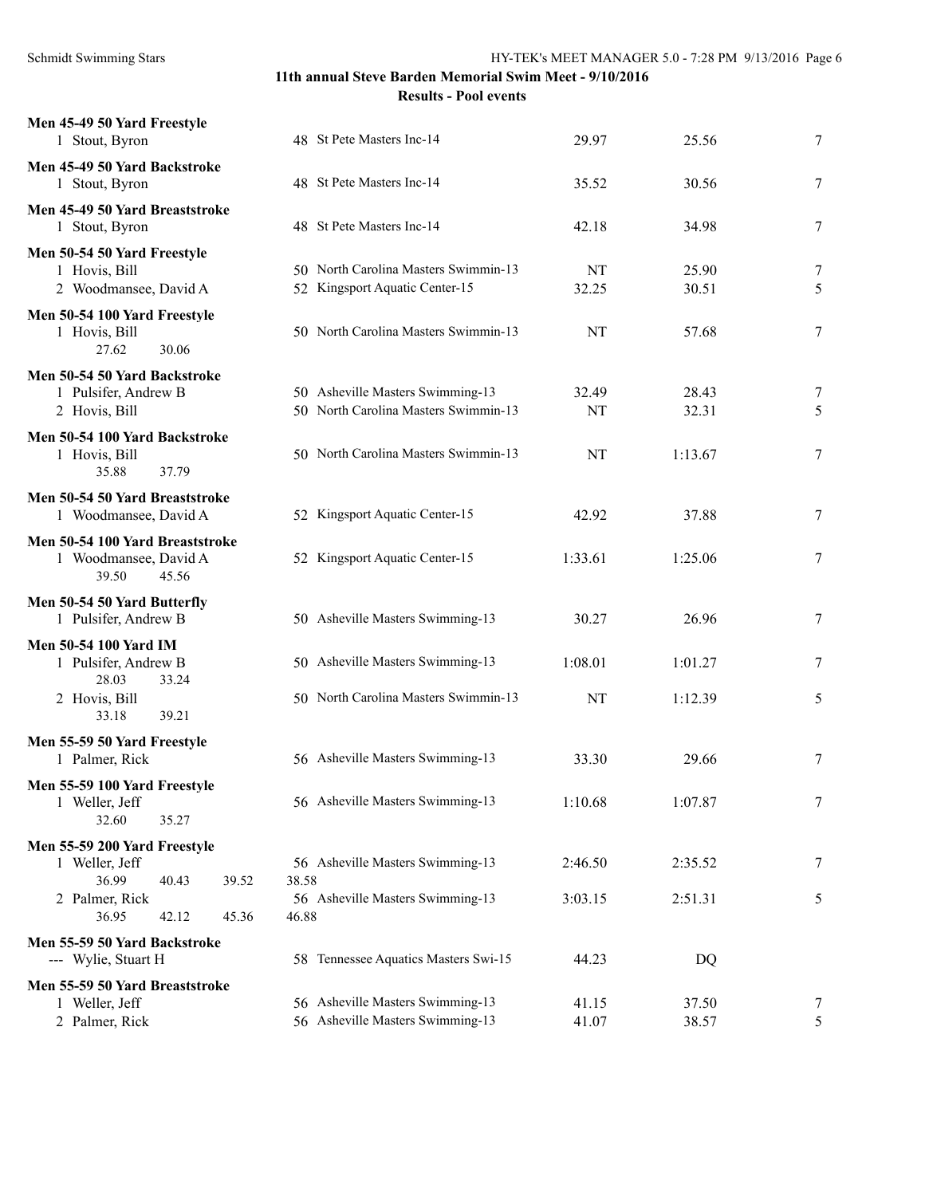## 11th annual Steve Barden Memorial Swim Meet - 9/10/2016

### Results - Pool events

**Men 45-49 50 Yard Freestyle**

| Place | Name | Age | Team | Seed Time | Finals Time | Points |
|---|---|---|---|---|---|---|
| 1 | Stout, Byron | 48 | St Pete Masters Inc-14 | 29.97 | 25.56 | 7 |

**Men 45-49 50 Yard Backstroke**

| Place | Name | Age | Team | Seed Time | Finals Time | Points |
|---|---|---|---|---|---|---|
| 1 | Stout, Byron | 48 | St Pete Masters Inc-14 | 35.52 | 30.56 | 7 |

**Men 45-49 50 Yard Breaststroke**

| Place | Name | Age | Team | Seed Time | Finals Time | Points |
|---|---|---|---|---|---|---|
| 1 | Stout, Byron | 48 | St Pete Masters Inc-14 | 42.18 | 34.98 | 7 |

**Men 50-54 50 Yard Freestyle**

| Place | Name | Age | Team | Seed Time | Finals Time | Points |
|---|---|---|---|---|---|---|
| 1 | Hovis, Bill | 50 | North Carolina Masters Swimmin-13 | NT | 25.90 | 7 |
| 2 | Woodmansee, David A | 52 | Kingsport Aquatic Center-15 | 32.25 | 30.51 | 5 |

**Men 50-54 100 Yard Freestyle**

| Place | Name | Age | Team | Seed Time | Finals Time | Points |
|---|---|---|---|---|---|---|
| 1 | Hovis, Bill | 50 | North Carolina Masters Swimmin-13 | NT | 57.68 | 7 |
| | 27.62 30.06 | | | | | |

**Men 50-54 50 Yard Backstroke**

| Place | Name | Age | Team | Seed Time | Finals Time | Points |
|---|---|---|---|---|---|---|
| 1 | Pulsifer, Andrew B | 50 | Asheville Masters Swimming-13 | 32.49 | 28.43 | 7 |
| 2 | Hovis, Bill | 50 | North Carolina Masters Swimmin-13 | NT | 32.31 | 5 |

**Men 50-54 100 Yard Backstroke**

| Place | Name | Age | Team | Seed Time | Finals Time | Points |
|---|---|---|---|---|---|---|
| 1 | Hovis, Bill | 50 | North Carolina Masters Swimmin-13 | NT | 1:13.67 | 7 |
| | 35.88 37.79 | | | | | |

**Men 50-54 50 Yard Breaststroke**

| Place | Name | Age | Team | Seed Time | Finals Time | Points |
|---|---|---|---|---|---|---|
| 1 | Woodmansee, David A | 52 | Kingsport Aquatic Center-15 | 42.92 | 37.88 | 7 |

**Men 50-54 100 Yard Breaststroke**

| Place | Name | Age | Team | Seed Time | Finals Time | Points |
|---|---|---|---|---|---|---|
| 1 | Woodmansee, David A | 52 | Kingsport Aquatic Center-15 | 1:33.61 | 1:25.06 | 7 |
| | 39.50 45.56 | | | | | |

**Men 50-54 50 Yard Butterfly**

| Place | Name | Age | Team | Seed Time | Finals Time | Points |
|---|---|---|---|---|---|---|
| 1 | Pulsifer, Andrew B | 50 | Asheville Masters Swimming-13 | 30.27 | 26.96 | 7 |

**Men 50-54 100 Yard IM**

| Place | Name | Age | Team | Seed Time | Finals Time | Points |
|---|---|---|---|---|---|---|
| 1 | Pulsifer, Andrew B | 50 | Asheville Masters Swimming-13 | 1:08.01 | 1:01.27 | 7 |
| | 28.03 33.24 | | | | | |
| 2 | Hovis, Bill | 50 | North Carolina Masters Swimmin-13 | NT | 1:12.39 | 5 |
| | 33.18 39.21 | | | | | |

**Men 55-59 50 Yard Freestyle**

| Place | Name | Age | Team | Seed Time | Finals Time | Points |
|---|---|---|---|---|---|---|
| 1 | Palmer, Rick | 56 | Asheville Masters Swimming-13 | 33.30 | 29.66 | 7 |

**Men 55-59 100 Yard Freestyle**

| Place | Name | Age | Team | Seed Time | Finals Time | Points |
|---|---|---|---|---|---|---|
| 1 | Weller, Jeff | 56 | Asheville Masters Swimming-13 | 1:10.68 | 1:07.87 | 7 |
| | 32.60 35.27 | | | | | |

**Men 55-59 200 Yard Freestyle**

| Place | Name | Age | Team | Seed Time | Finals Time | Points |
|---|---|---|---|---|---|---|
| 1 | Weller, Jeff | 56 | Asheville Masters Swimming-13 | 2:46.50 | 2:35.52 | 7 |
| | 36.99 40.43 39.52 38.58 | | | | | |
| 2 | Palmer, Rick | 56 | Asheville Masters Swimming-13 | 3:03.15 | 2:51.31 | 5 |
| | 36.95 42.12 45.36 46.88 | | | | | |

**Men 55-59 50 Yard Backstroke**

| Place | Name | Age | Team | Seed Time | Finals Time | Points |
|---|---|---|---|---|---|---|
| --- | Wylie, Stuart H | 58 | Tennessee Aquatics Masters Swi-15 | 44.23 | DQ | |

**Men 55-59 50 Yard Breaststroke**

| Place | Name | Age | Team | Seed Time | Finals Time | Points |
|---|---|---|---|---|---|---|
| 1 | Weller, Jeff | 56 | Asheville Masters Swimming-13 | 41.15 | 37.50 | 7 |
| 2 | Palmer, Rick | 56 | Asheville Masters Swimming-13 | 41.07 | 38.57 | 5 |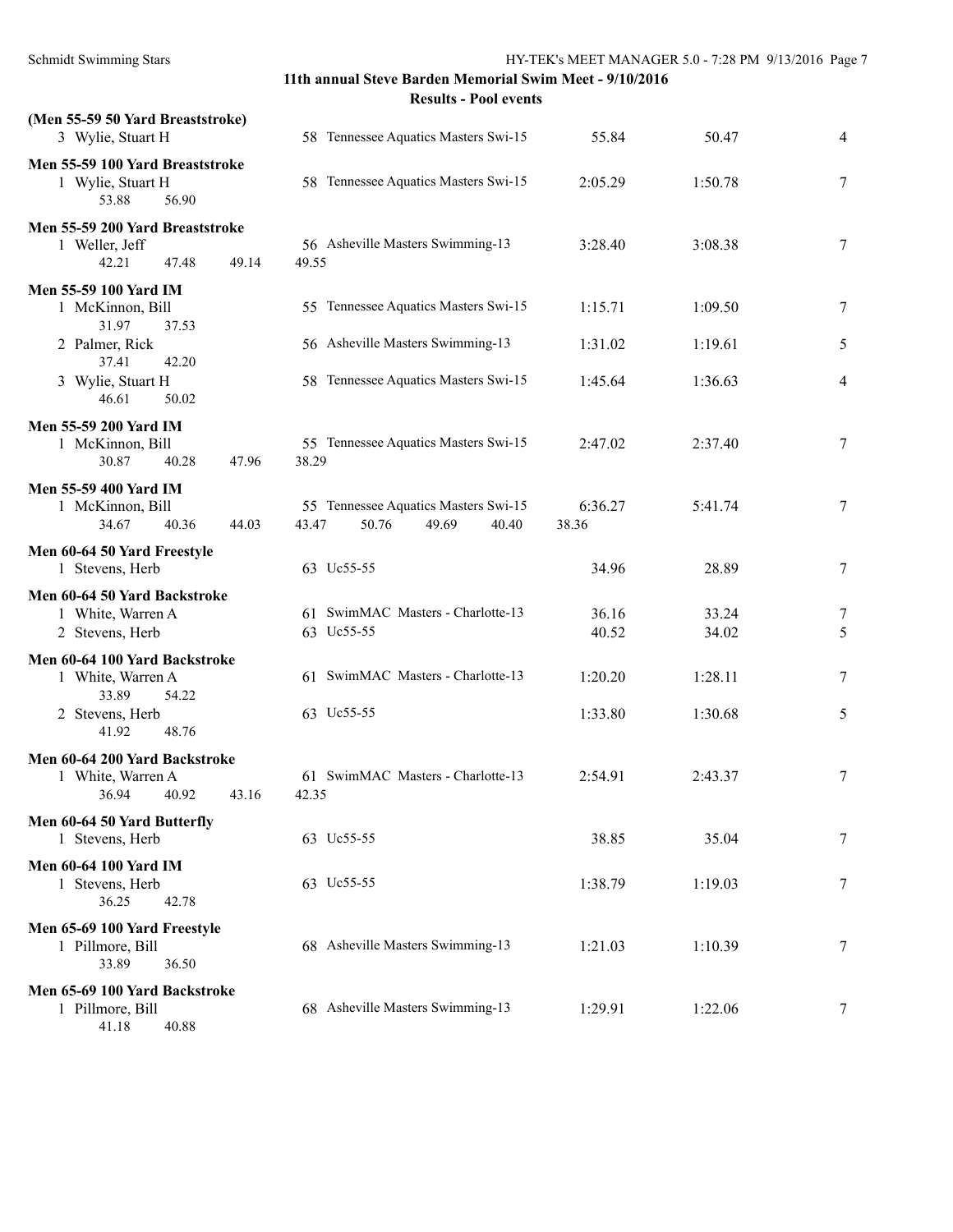## 11th annual Steve Barden Memorial Swim Meet - 9/10/2016

### Results - Pool events

**(Men 55-59 50 Yard Breaststroke)**

| | Name | Age | Team | Seed | Finals | Points |
|---|---|---|---|---|---|---|
| 3 | Wylie, Stuart H | 58 | Tennessee Aquatics Masters Swi-15 | 55.84 | 50.47 | 4 |

**Men 55-59 100 Yard Breaststroke**

| | Name | Age | Team | Seed | Finals | Points |
|---|---|---|---|---|---|---|
| 1 | Wylie, Stuart H | 58 | Tennessee Aquatics Masters Swi-15 | 2:05.29 | 1:50.78 | 7 |
| | 53.88 56.90 | | | | | |

**Men 55-59 200 Yard Breaststroke**

| | Name | Age | Team | Seed | Finals | Points |
|---|---|---|---|---|---|---|
| 1 | Weller, Jeff | 56 | Asheville Masters Swimming-13 | 3:28.40 | 3:08.38 | 7 |
| | 42.21 47.48 49.14 49.55 | | | | | |

**Men 55-59 100 Yard IM**

| | Name | Age | Team | Seed | Finals | Points |
|---|---|---|---|---|---|---|
| 1 | McKinnon, Bill | 55 | Tennessee Aquatics Masters Swi-15 | 1:15.71 | 1:09.50 | 7 |
| | 31.97 37.53 | | | | | |
| 2 | Palmer, Rick | 56 | Asheville Masters Swimming-13 | 1:31.02 | 1:19.61 | 5 |
| | 37.41 42.20 | | | | | |
| 3 | Wylie, Stuart H | 58 | Tennessee Aquatics Masters Swi-15 | 1:45.64 | 1:36.63 | 4 |
| | 46.61 50.02 | | | | | |

**Men 55-59 200 Yard IM**

| | Name | Age | Team | Seed | Finals | Points |
|---|---|---|---|---|---|---|
| 1 | McKinnon, Bill | 55 | Tennessee Aquatics Masters Swi-15 | 2:47.02 | 2:37.40 | 7 |
| | 30.87 40.28 47.96 38.29 | | | | | |

**Men 55-59 400 Yard IM**

| | Name | Age | Team | Seed | Finals | Points |
|---|---|---|---|---|---|---|
| 1 | McKinnon, Bill | 55 | Tennessee Aquatics Masters Swi-15 | 6:36.27 | 5:41.74 | 7 |
| | 34.67 40.36 44.03 43.47 50.76 49.69 40.40 38.36 | | | | | |

**Men 60-64 50 Yard Freestyle**

| | Name | Age | Team | Seed | Finals | Points |
|---|---|---|---|---|---|---|
| 1 | Stevens, Herb | 63 | Uc55-55 | 34.96 | 28.89 | 7 |

**Men 60-64 50 Yard Backstroke**

| | Name | Age | Team | Seed | Finals | Points |
|---|---|---|---|---|---|---|
| 1 | White, Warren A | 61 | SwimMAC Masters - Charlotte-13 | 36.16 | 33.24 | 7 |
| 2 | Stevens, Herb | 63 | Uc55-55 | 40.52 | 34.02 | 5 |

**Men 60-64 100 Yard Backstroke**

| | Name | Age | Team | Seed | Finals | Points |
|---|---|---|---|---|---|---|
| 1 | White, Warren A | 61 | SwimMAC Masters - Charlotte-13 | 1:20.20 | 1:28.11 | 7 |
| | 33.89 54.22 | | | | | |
| 2 | Stevens, Herb | 63 | Uc55-55 | 1:33.80 | 1:30.68 | 5 |
| | 41.92 48.76 | | | | | |

**Men 60-64 200 Yard Backstroke**

| | Name | Age | Team | Seed | Finals | Points |
|---|---|---|---|---|---|---|
| 1 | White, Warren A | 61 | SwimMAC Masters - Charlotte-13 | 2:54.91 | 2:43.37 | 7 |
| | 36.94 40.92 43.16 42.35 | | | | | |

**Men 60-64 50 Yard Butterfly**

| | Name | Age | Team | Seed | Finals | Points |
|---|---|---|---|---|---|---|
| 1 | Stevens, Herb | 63 | Uc55-55 | 38.85 | 35.04 | 7 |

**Men 60-64 100 Yard IM**

| | Name | Age | Team | Seed | Finals | Points |
|---|---|---|---|---|---|---|
| 1 | Stevens, Herb | 63 | Uc55-55 | 1:38.79 | 1:19.03 | 7 |
| | 36.25 42.78 | | | | | |

**Men 65-69 100 Yard Freestyle**

| | Name | Age | Team | Seed | Finals | Points |
|---|---|---|---|---|---|---|
| 1 | Pillmore, Bill | 68 | Asheville Masters Swimming-13 | 1:21.03 | 1:10.39 | 7 |
| | 33.89 36.50 | | | | | |

**Men 65-69 100 Yard Backstroke**

| | Name | Age | Team | Seed | Finals | Points |
|---|---|---|---|---|---|---|
| 1 | Pillmore, Bill | 68 | Asheville Masters Swimming-13 | 1:29.91 | 1:22.06 | 7 |
| | 41.18 40.88 | | | | | |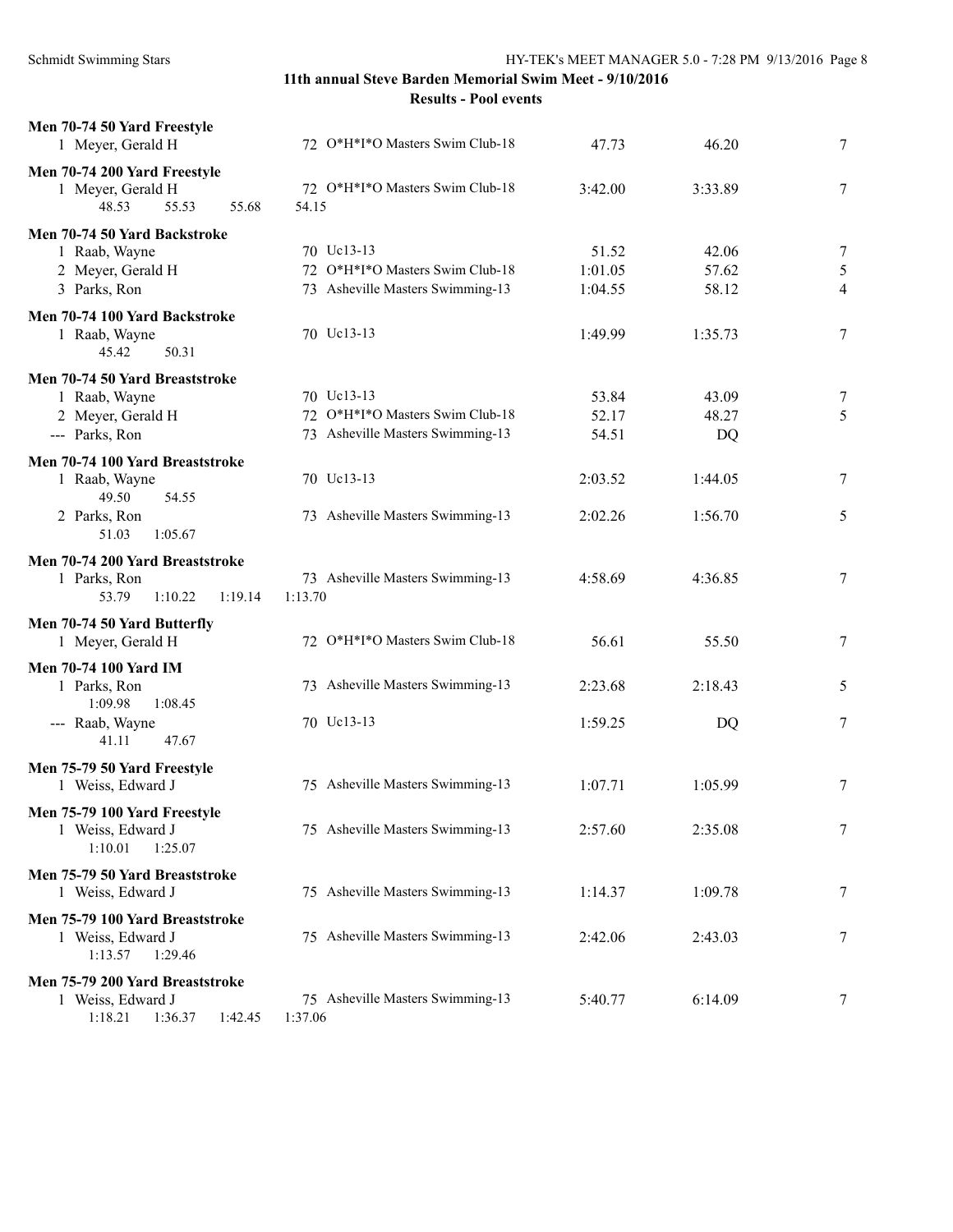## 11th annual Steve Barden Memorial Swim Meet - 9/10/2016

### Results - Pool events

**Men 70-74 50 Yard Freestyle**

| | Name | Age | Team | Seed | Finals | Points |
|---|---|---|---|---|---|---|
| 1 | Meyer, Gerald H | 72 | O*H*I*O Masters Swim Club-18 | 47.73 | 46.20 | 7 |

**Men 70-74 200 Yard Freestyle**

| | Name | Age | Team | Seed | Finals | Points |
|---|---|---|---|---|---|---|
| 1 | Meyer, Gerald H | 72 | O*H*I*O Masters Swim Club-18 | 3:42.00 | 3:33.89 | 7 |
| | 48.53 55.53 55.68 54.15 | | | | | |

**Men 70-74 50 Yard Backstroke**

| | Name | Age | Team | Seed | Finals | Points |
|---|---|---|---|---|---|---|
| 1 | Raab, Wayne | 70 | Uc13-13 | 51.52 | 42.06 | 7 |
| 2 | Meyer, Gerald H | 72 | O*H*I*O Masters Swim Club-18 | 1:01.05 | 57.62 | 5 |
| 3 | Parks, Ron | 73 | Asheville Masters Swimming-13 | 1:04.55 | 58.12 | 4 |

**Men 70-74 100 Yard Backstroke**

| | Name | Age | Team | Seed | Finals | Points |
|---|---|---|---|---|---|---|
| 1 | Raab, Wayne | 70 | Uc13-13 | 1:49.99 | 1:35.73 | 7 |
| | 45.42 50.31 | | | | | |

**Men 70-74 50 Yard Breaststroke**

| | Name | Age | Team | Seed | Finals | Points |
|---|---|---|---|---|---|---|
| 1 | Raab, Wayne | 70 | Uc13-13 | 53.84 | 43.09 | 7 |
| 2 | Meyer, Gerald H | 72 | O*H*I*O Masters Swim Club-18 | 52.17 | 48.27 | 5 |
| --- | Parks, Ron | 73 | Asheville Masters Swimming-13 | 54.51 | DQ | |

**Men 70-74 100 Yard Breaststroke**

| | Name | Age | Team | Seed | Finals | Points |
|---|---|---|---|---|---|---|
| 1 | Raab, Wayne | 70 | Uc13-13 | 2:03.52 | 1:44.05 | 7 |
| | 49.50 54.55 | | | | | |
| 2 | Parks, Ron | 73 | Asheville Masters Swimming-13 | 2:02.26 | 1:56.70 | 5 |
| | 51.03 1:05.67 | | | | | |

**Men 70-74 200 Yard Breaststroke**

| | Name | Age | Team | Seed | Finals | Points |
|---|---|---|---|---|---|---|
| 1 | Parks, Ron | 73 | Asheville Masters Swimming-13 | 4:58.69 | 4:36.85 | 7 |
| | 53.79 1:10.22 1:19.14 1:13.70 | | | | | |

**Men 70-74 50 Yard Butterfly**

| | Name | Age | Team | Seed | Finals | Points |
|---|---|---|---|---|---|---|
| 1 | Meyer, Gerald H | 72 | O*H*I*O Masters Swim Club-18 | 56.61 | 55.50 | 7 |

**Men 70-74 100 Yard IM**

| | Name | Age | Team | Seed | Finals | Points |
|---|---|---|---|---|---|---|
| 1 | Parks, Ron | 73 | Asheville Masters Swimming-13 | 2:23.68 | 2:18.43 | 5 |
| | 1:09.98 1:08.45 | | | | | |
| --- | Raab, Wayne | 70 | Uc13-13 | 1:59.25 | DQ | 7 |
| | 41.11 47.67 | | | | | |

**Men 75-79 50 Yard Freestyle**

| | Name | Age | Team | Seed | Finals | Points |
|---|---|---|---|---|---|---|
| 1 | Weiss, Edward J | 75 | Asheville Masters Swimming-13 | 1:07.71 | 1:05.99 | 7 |

**Men 75-79 100 Yard Freestyle**

| | Name | Age | Team | Seed | Finals | Points |
|---|---|---|---|---|---|---|
| 1 | Weiss, Edward J | 75 | Asheville Masters Swimming-13 | 2:57.60 | 2:35.08 | 7 |
| | 1:10.01 1:25.07 | | | | | |

**Men 75-79 50 Yard Breaststroke**

| | Name | Age | Team | Seed | Finals | Points |
|---|---|---|---|---|---|---|
| 1 | Weiss, Edward J | 75 | Asheville Masters Swimming-13 | 1:14.37 | 1:09.78 | 7 |

**Men 75-79 100 Yard Breaststroke**

| | Name | Age | Team | Seed | Finals | Points |
|---|---|---|---|---|---|---|
| 1 | Weiss, Edward J | 75 | Asheville Masters Swimming-13 | 2:42.06 | 2:43.03 | 7 |
| | 1:13.57 1:29.46 | | | | | |

**Men 75-79 200 Yard Breaststroke**

| | Name | Age | Team | Seed | Finals | Points |
|---|---|---|---|---|---|---|
| 1 | Weiss, Edward J | 75 | Asheville Masters Swimming-13 | 5:40.77 | 6:14.09 | 7 |
| | 1:18.21 1:36.37 1:42.45 1:37.06 | | | | | |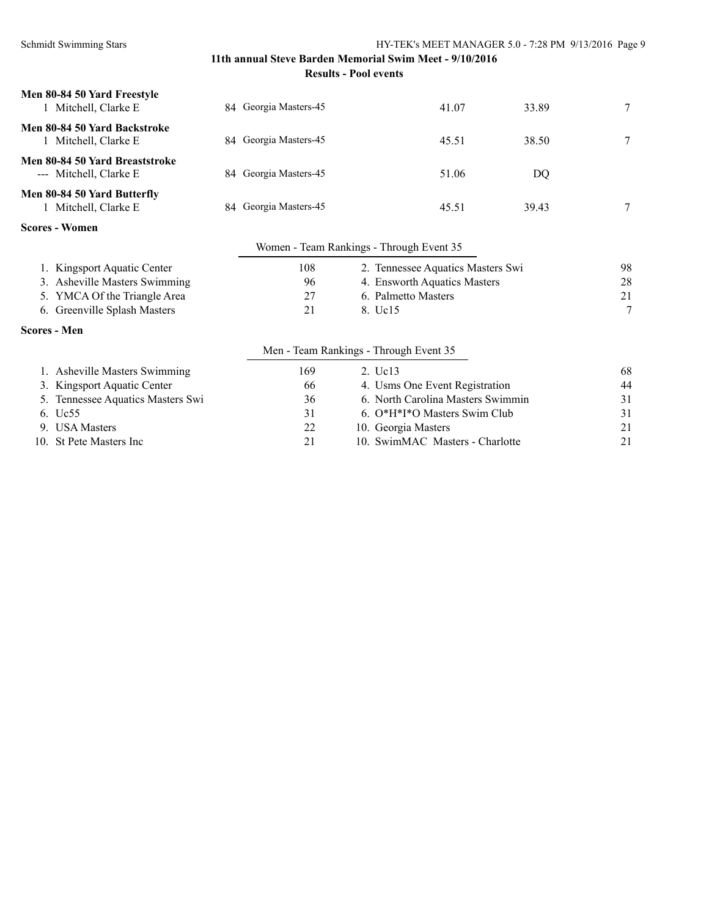**Men 80-84 50 Yard Freestyle**

| | | | | | |
|---|---|---|---|---|---|
| 1 Mitchell, Clarke E | 84 | Georgia Masters-45 | 41.07 | 33.89 | 7 |

**Men 80-84 50 Yard Backstroke**

| | | | | | |
|---|---|---|---|---|---|
| 1 Mitchell, Clarke E | 84 | Georgia Masters-45 | 45.51 | 38.50 | 7 |

**Men 80-84 50 Yard Breaststroke**

| | | | | | |
|---|---|---|---|---|---|
| --- Mitchell, Clarke E | 84 | Georgia Masters-45 | 51.06 | DQ | |

**Men 80-84 50 Yard Butterfly**

| | | | | | |
|---|---|---|---|---|---|
| 1 Mitchell, Clarke E | 84 | Georgia Masters-45 | 45.51 | 39.43 | 7 |

**Scores - Women**

Women - Team Rankings - Through Event 35

| | | | |
|---|---|---|---|
| 1. Kingsport Aquatic Center | 108 | 2. Tennessee Aquatics Masters Swi | 98 |
| 3. Asheville Masters Swimming | 96 | 4. Ensworth Aquatics Masters | 28 |
| 5. YMCA Of the Triangle Area | 27 | 6. Palmetto Masters | 21 |
| 6. Greenville Splash Masters | 21 | 8. Uc15 | 7 |

**Scores - Men**

Men - Team Rankings - Through Event 35

| | | | |
|---|---|---|---|
| 1. Asheville Masters Swimming | 169 | 2. Uc13 | 68 |
| 3. Kingsport Aquatic Center | 66 | 4. Usms One Event Registration | 44 |
| 5. Tennessee Aquatics Masters Swi | 36 | 6. North Carolina Masters Swimmin | 31 |
| 6. Uc55 | 31 | 6. O*H*I*O Masters Swim Club | 31 |
| 9. USA Masters | 22 | 10. Georgia Masters | 21 |
| 10. St Pete Masters Inc | 21 | 10. SwimMAC Masters - Charlotte | 21 |